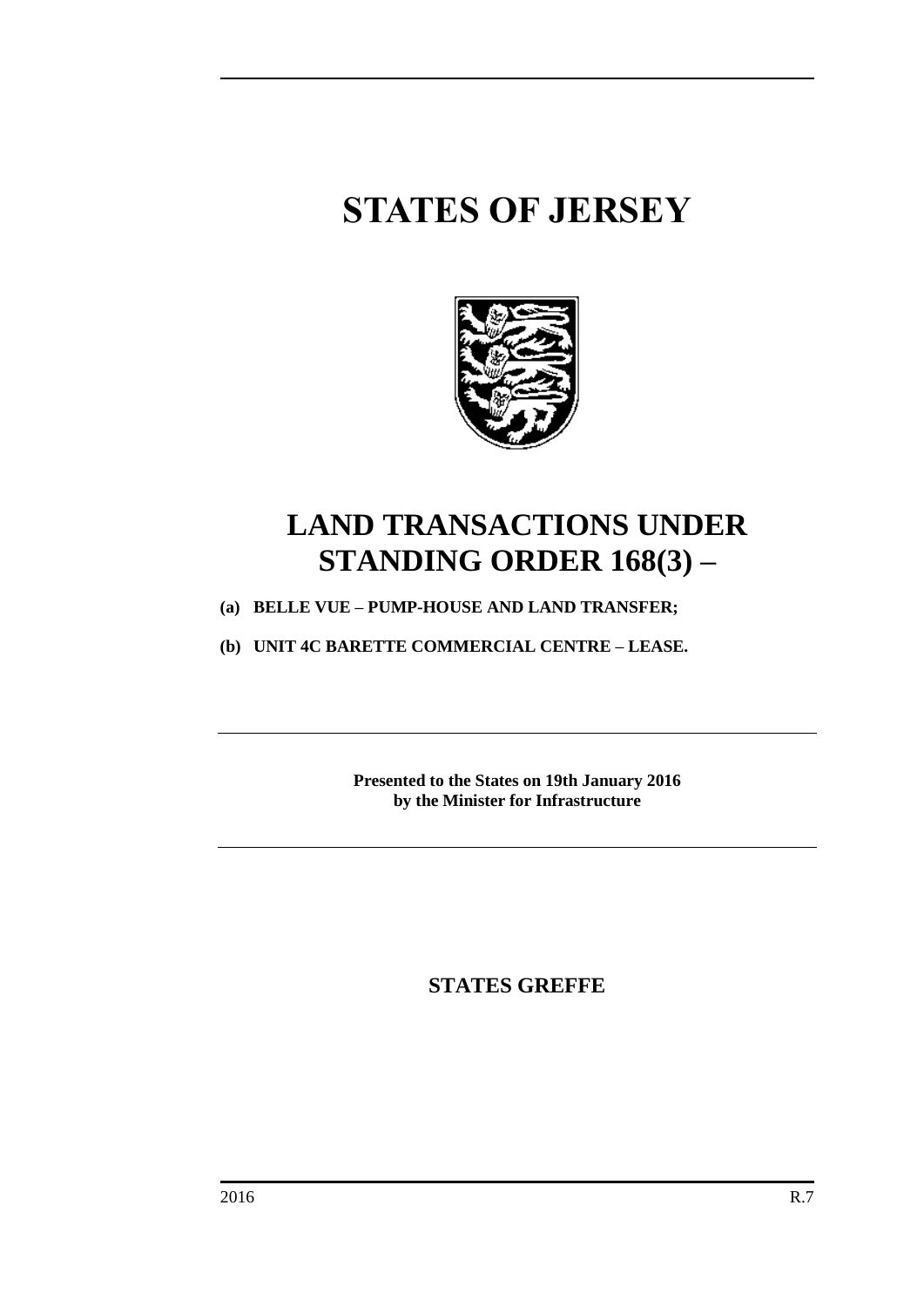# STATES OF JERSEY

# LAND TRANSACTIONS UNDER STANDING ORDER 168(3) –

**(a) BELLE VUE – PUMP-HOUSE AND LAND TRANSFER;**

**(b) UNIT 4C BARETTE COMMERCIAL CENTRE – LEASE.**

**Presented to the States on 19th January 2016 by the Minister for Infrastructure**

## STATES GREFFE

2016 R.7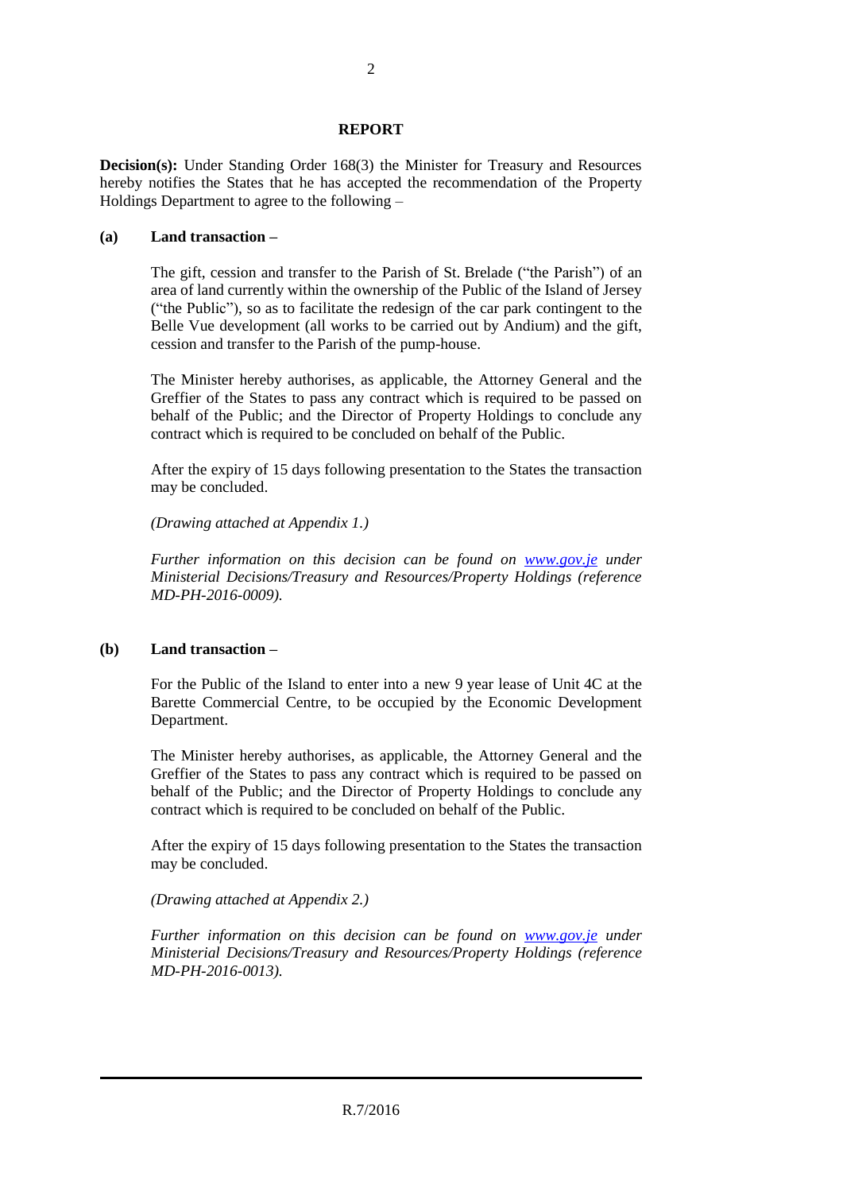## REPORT

**Decision(s):** Under Standing Order 168(3) the Minister for Treasury and Resources hereby notifies the States that he has accepted the recommendation of the Property Holdings Department to agree to the following –

**(a) Land transaction –**

The gift, cession and transfer to the Parish of St. Brelade ("the Parish") of an area of land currently within the ownership of the Public of the Island of Jersey ("the Public"), so as to facilitate the redesign of the car park contingent to the Belle Vue development (all works to be carried out by Andium) and the gift, cession and transfer to the Parish of the pump-house.

The Minister hereby authorises, as applicable, the Attorney General and the Greffier of the States to pass any contract which is required to be passed on behalf of the Public; and the Director of Property Holdings to conclude any contract which is required to be concluded on behalf of the Public.

After the expiry of 15 days following presentation to the States the transaction may be concluded.

*(Drawing attached at Appendix 1.)*

*Further information on this decision can be found on [www.gov.je](http://www.gov.je) under Ministerial Decisions/Treasury and Resources/Property Holdings (reference MD-PH-2016-0009).*

**(b) Land transaction –**

For the Public of the Island to enter into a new 9 year lease of Unit 4C at the Barette Commercial Centre, to be occupied by the Economic Development Department.

The Minister hereby authorises, as applicable, the Attorney General and the Greffier of the States to pass any contract which is required to be passed on behalf of the Public; and the Director of Property Holdings to conclude any contract which is required to be concluded on behalf of the Public.

After the expiry of 15 days following presentation to the States the transaction may be concluded.

*(Drawing attached at Appendix 2.)*

*Further information on this decision can be found on [www.gov.je](http://www.gov.je) under Ministerial Decisions/Treasury and Resources/Property Holdings (reference MD-PH-2016-0013).*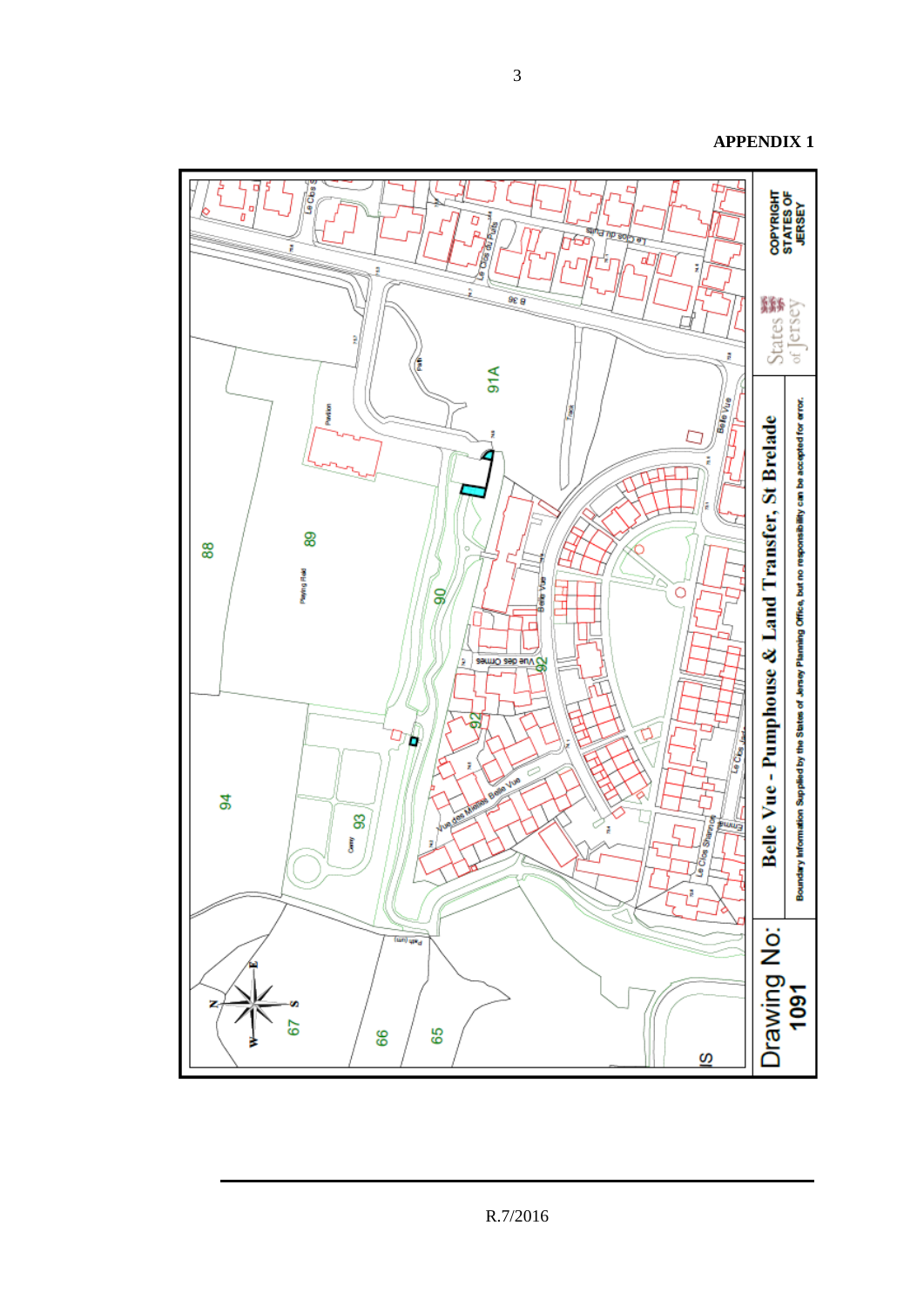**APPENDIX 1**

Drawing No: 1091

Belle Vue - Pumphouse & Land Transfer, St Brelade

Boundary Information Supplied by the States of Jersey Planning Office, but no responsibility can be accepted for error.

COPYRIGHT STATES OF JERSEY

88

89

90

91A

92

93

94

65

66

67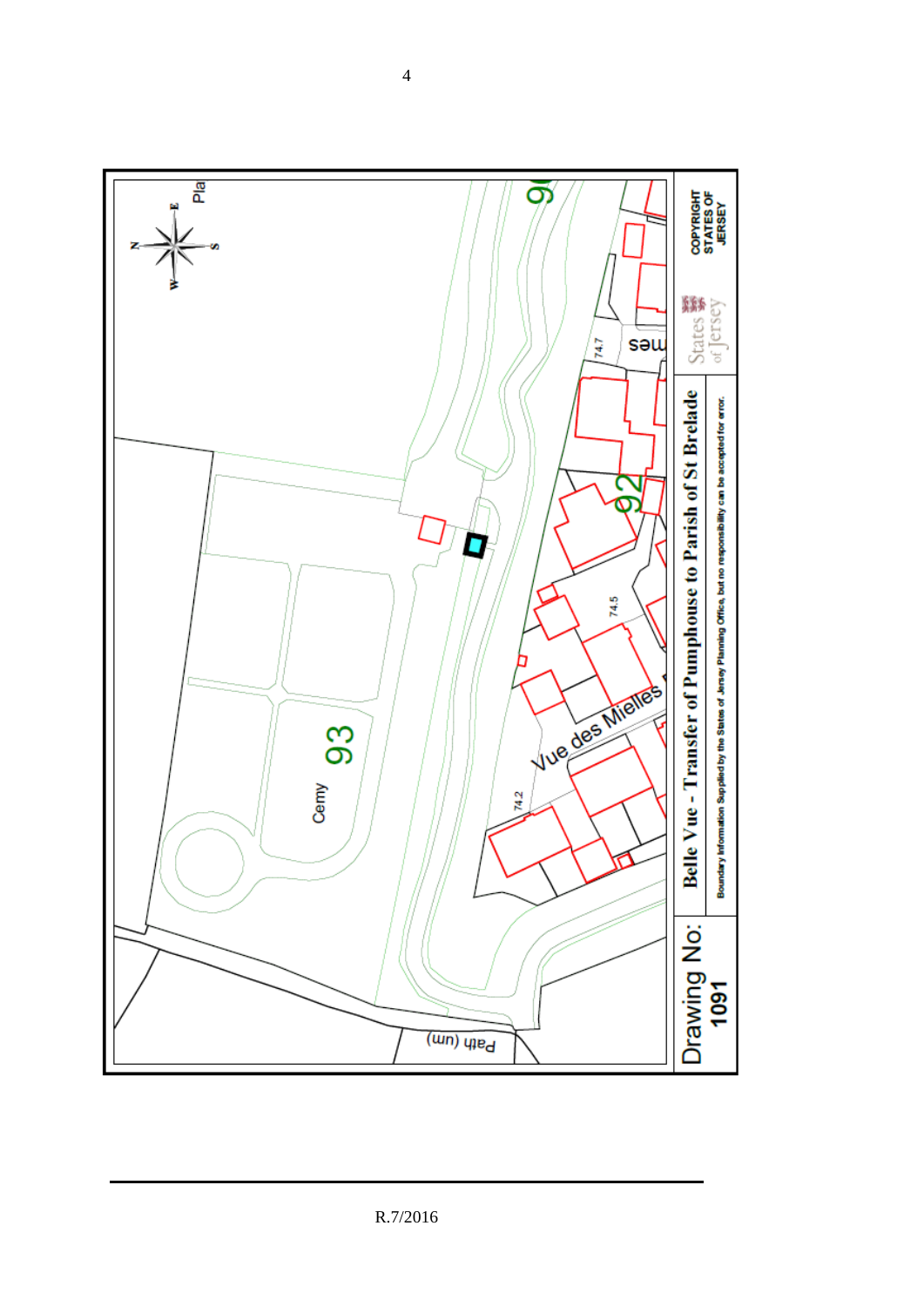Drawing No: 1091

Belle Vue - Transfer of Pumphouse to Parish of St Brelade

Boundary Information Supplied by the States of Jersey Planning Office, but no responsibility can be accepted for error.

States of Jersey

COPYRIGHT STATES OF JERSEY

Cemy

93

92

74.2

74.5

74.7

Vue des Mielles

Path (um)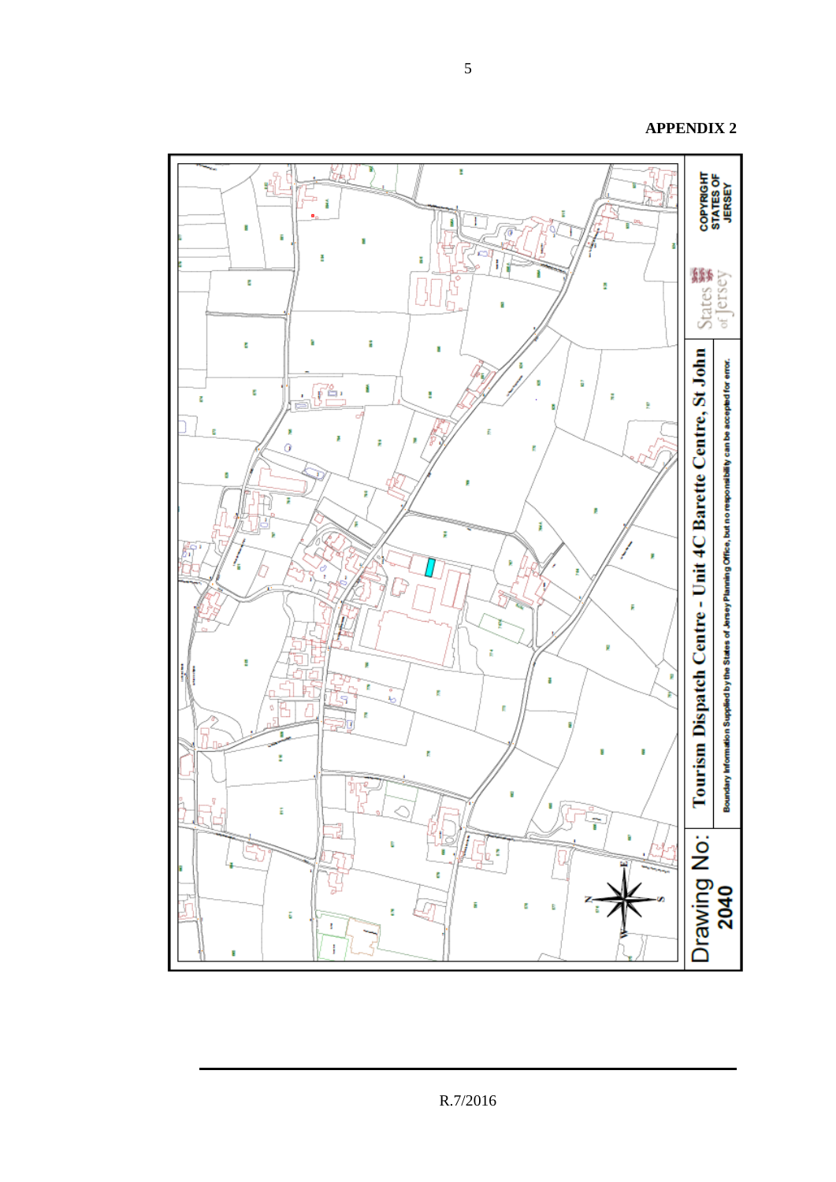**APPENDIX 2**

Drawing No: 2040

Tourism Dispatch Centre - Unit 4C Barette Centre, St John

Boundary Information Supplied by the States of Jersey Planning Office, but no responsibility can be accepted for error.

States of Jersey

COPYRIGHT STATES OF JERSEY

N

E

S

W